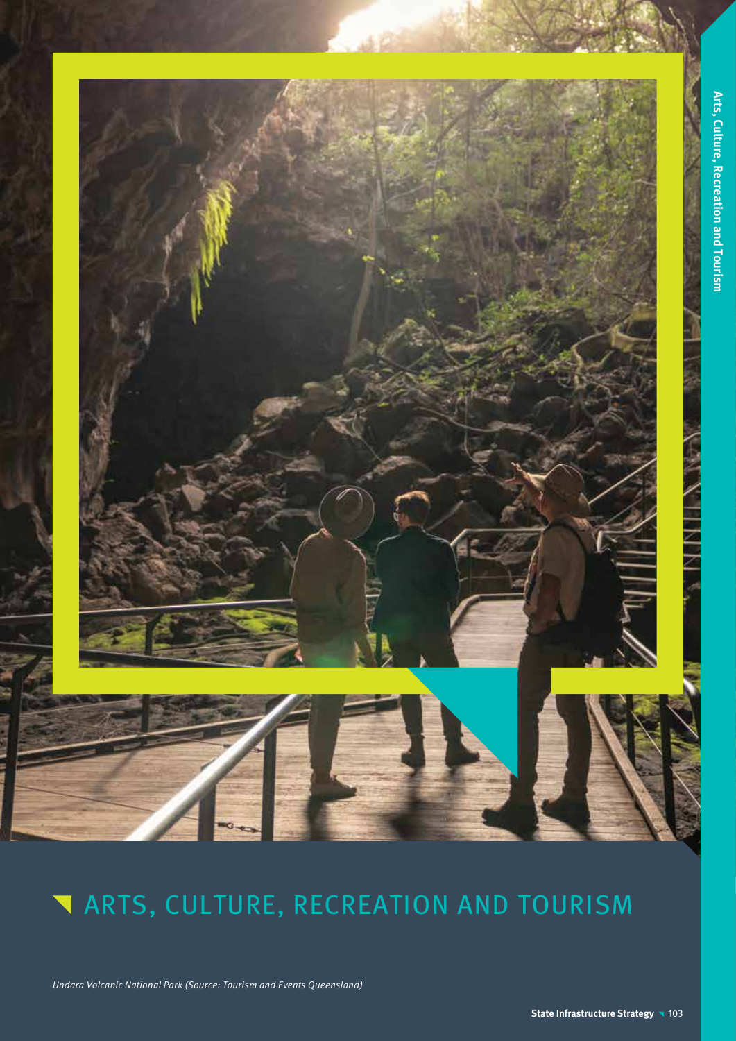# ARTS, CULTURE, RECREATION AND TOURISM

*Undara Volcanic National Park (Source: Tourism and Events Queensland)*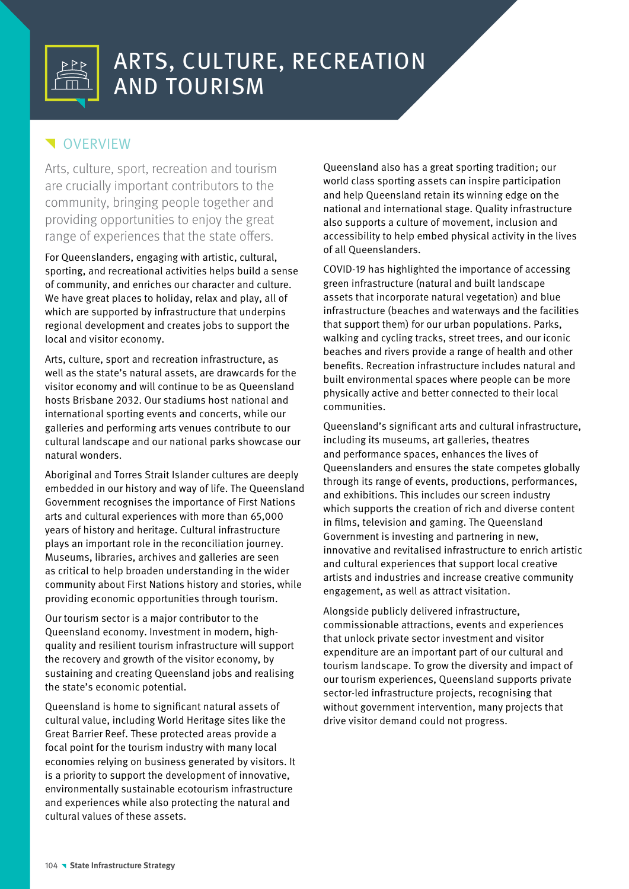# ARTS, CULTURE, RECREATION AND TOURISM

## OVERVIEW

Arts, culture, sport, recreation and tourism are crucially important contributors to the community, bringing people together and providing opportunities to enjoy the great range of experiences that the state offers.

For Queenslanders, engaging with artistic, cultural, sporting, and recreational activities helps build a sense of community, and enriches our character and culture. We have great places to holiday, relax and play, all of which are supported by infrastructure that underpins regional development and creates jobs to support the local and visitor economy.

Arts, culture, sport and recreation infrastructure, as well as the state's natural assets, are drawcards for the visitor economy and will continue to be as Queensland hosts Brisbane 2032. Our stadiums host national and international sporting events and concerts, while our galleries and performing arts venues contribute to our cultural landscape and our national parks showcase our natural wonders.

Aboriginal and Torres Strait Islander cultures are deeply embedded in our history and way of life. The Queensland Government recognises the importance of First Nations arts and cultural experiences with more than 65,000 years of history and heritage. Cultural infrastructure plays an important role in the reconciliation journey. Museums, libraries, archives and galleries are seen as critical to help broaden understanding in the wider community about First Nations history and stories, while providing economic opportunities through tourism.

Our tourism sector is a major contributor to the Queensland economy. Investment in modern, high-quality and resilient tourism infrastructure will support the recovery and growth of the visitor economy, by sustaining and creating Queensland jobs and realising the state's economic potential.

Queensland is home to significant natural assets of cultural value, including World Heritage sites like the Great Barrier Reef. These protected areas provide a focal point for the tourism industry with many local economies relying on business generated by visitors. It is a priority to support the development of innovative, environmentally sustainable ecotourism infrastructure and experiences while also protecting the natural and cultural values of these assets.

Queensland also has a great sporting tradition; our world class sporting assets can inspire participation and help Queensland retain its winning edge on the national and international stage. Quality infrastructure also supports a culture of movement, inclusion and accessibility to help embed physical activity in the lives of all Queenslanders.

COVID-19 has highlighted the importance of accessing green infrastructure (natural and built landscape assets that incorporate natural vegetation) and blue infrastructure (beaches and waterways and the facilities that support them) for our urban populations. Parks, walking and cycling tracks, street trees, and our iconic beaches and rivers provide a range of health and other benefits. Recreation infrastructure includes natural and built environmental spaces where people can be more physically active and better connected to their local communities.

Queensland's significant arts and cultural infrastructure, including its museums, art galleries, theatres and performance spaces, enhances the lives of Queenslanders and ensures the state competes globally through its range of events, productions, performances, and exhibitions. This includes our screen industry which supports the creation of rich and diverse content in films, television and gaming. The Queensland Government is investing and partnering in new, innovative and revitalised infrastructure to enrich artistic and cultural experiences that support local creative artists and industries and increase creative community engagement, as well as attract visitation.

Alongside publicly delivered infrastructure, commissionable attractions, events and experiences that unlock private sector investment and visitor expenditure are an important part of our cultural and tourism landscape. To grow the diversity and impact of our tourism experiences, Queensland supports private sector-led infrastructure projects, recognising that without government intervention, many projects that drive visitor demand could not progress.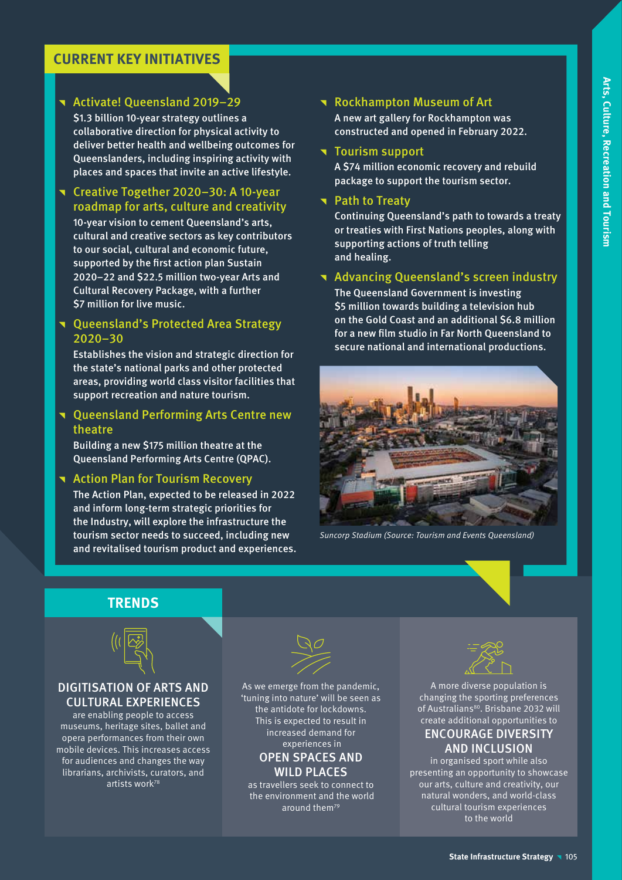## CURRENT KEY INITIATIVES

### Activate! Queensland 2019–29

$1.3 billion 10-year strategy outlines a collaborative direction for physical activity to deliver better health and wellbeing outcomes for Queenslanders, including inspiring activity with places and spaces that invite an active lifestyle.

### Creative Together 2020–30: A 10-year roadmap for arts, culture and creativity

10-year vision to cement Queensland's arts, cultural and creative sectors as key contributors to our social, cultural and economic future, supported by the first action plan Sustain 2020–22 and $22.5 million two-year Arts and Cultural Recovery Package, with a further $7 million for live music.

### Queensland's Protected Area Strategy 2020–30

Establishes the vision and strategic direction for the state's national parks and other protected areas, providing world class visitor facilities that support recreation and nature tourism.

### Queensland Performing Arts Centre new theatre

Building a new $175 million theatre at the Queensland Performing Arts Centre (QPAC).

### Action Plan for Tourism Recovery

The Action Plan, expected to be released in 2022 and inform long-term strategic priorities for the Industry, will explore the infrastructure the tourism sector needs to succeed, including new and revitalised tourism product and experiences.

### Rockhampton Museum of Art

A new art gallery for Rockhampton was constructed and opened in February 2022.

### Tourism support

A $74 million economic recovery and rebuild package to support the tourism sector.

### Path to Treaty

Continuing Queensland's path to towards a treaty or treaties with First Nations peoples, along with supporting actions of truth telling and healing.

### Advancing Queensland's screen industry

The Queensland Government is investing $5 million towards building a television hub on the Gold Coast and an additional $6.8 million for a new film studio in Far North Queensland to secure national and international productions.

*Suncorp Stadium (Source: Tourism and Events Queensland)*

## TRENDS

**DIGITISATION OF ARTS AND CULTURAL EXPERIENCES** are enabling people to access museums, heritage sites, ballet and opera performances from their own mobile devices. This increases access for audiences and changes the way librarians, archivists, curators, and artists work[78]

As we emerge from the pandemic, 'tuning into nature' will be seen as the antidote for lockdowns. This is expected to result in increased demand for experiences in **OPEN SPACES AND WILD PLACES** as travellers seek to connect to the environment and the world around them[79]

A more diverse population is changing the sporting preferences of Australians[80]. Brisbane 2032 will create additional opportunities to **ENCOURAGE DIVERSITY AND INCLUSION** in organised sport while also presenting an opportunity to showcase our arts, culture and creativity, our natural wonders, and world-class cultural tourism experiences to the world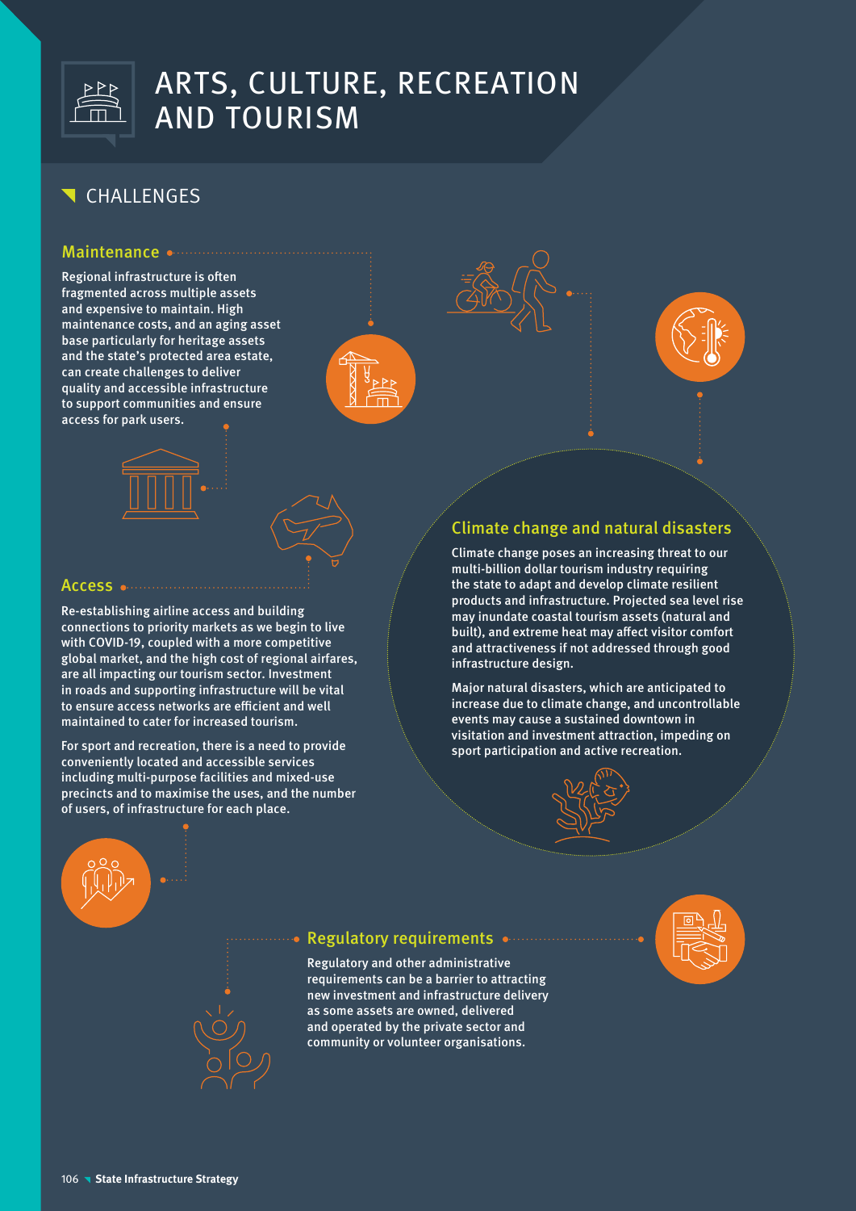# ARTS, CULTURE, RECREATION AND TOURISM

## CHALLENGES

### Maintenance

Regional infrastructure is often fragmented across multiple assets and expensive to maintain. High maintenance costs, and an aging asset base particularly for heritage assets and the state's protected area estate, can create challenges to deliver quality and accessible infrastructure to support communities and ensure access for park users.

### Access

Re-establishing airline access and building connections to priority markets as we begin to live with COVID-19, coupled with a more competitive global market, and the high cost of regional airfares, are all impacting our tourism sector. Investment in roads and supporting infrastructure will be vital to ensure access networks are efficient and well maintained to cater for increased tourism.

For sport and recreation, there is a need to provide conveniently located and accessible services including multi-purpose facilities and mixed-use precincts and to maximise the uses, and the number of users, of infrastructure for each place.

### Climate change and natural disasters

Climate change poses an increasing threat to our multi-billion dollar tourism industry requiring the state to adapt and develop climate resilient products and infrastructure. Projected sea level rise may inundate coastal tourism assets (natural and built), and extreme heat may affect visitor comfort and attractiveness if not addressed through good infrastructure design.

Major natural disasters, which are anticipated to increase due to climate change, and uncontrollable events may cause a sustained downtown in visitation and investment attraction, impeding on sport participation and active recreation.

### Regulatory requirements

Regulatory and other administrative requirements can be a barrier to attracting new investment and infrastructure delivery as some assets are owned, delivered and operated by the private sector and community or volunteer organisations.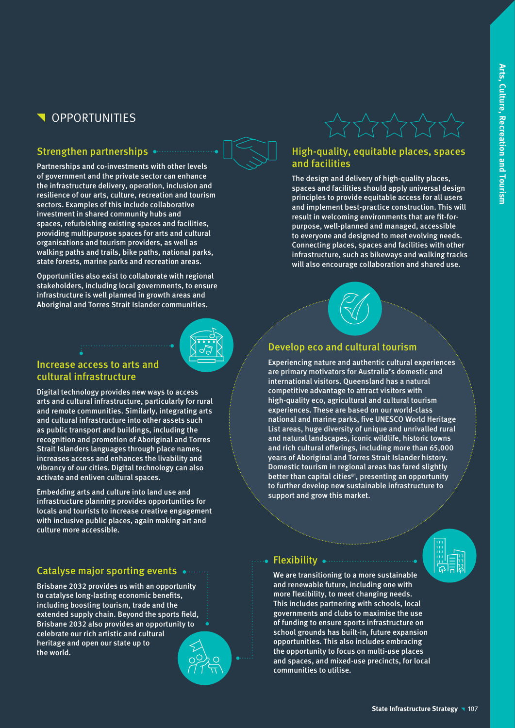## OPPORTUNITIES

### Strengthen partnerships

Partnerships and co-investments with other levels of government and the private sector can enhance the infrastructure delivery, operation, inclusion and resilience of our arts, culture, recreation and tourism sectors. Examples of this include collaborative investment in shared community hubs and spaces, refurbishing existing spaces and facilities, providing multipurpose spaces for arts and cultural organisations and tourism providers, as well as walking paths and trails, bike paths, national parks, state forests, marine parks and recreation areas.

Opportunities also exist to collaborate with regional stakeholders, including local governments, to ensure infrastructure is well planned in growth areas and Aboriginal and Torres Strait Islander communities.

### Increase access to arts and cultural infrastructure

Digital technology provides new ways to access arts and cultural infrastructure, particularly for rural and remote communities. Similarly, integrating arts and cultural infrastructure into other assets such as public transport and buildings, including the recognition and promotion of Aboriginal and Torres Strait Islanders languages through place names, increases access and enhances the livability and vibrancy of our cities. Digital technology can also activate and enliven cultural spaces.

Embedding arts and culture into land use and infrastructure planning provides opportunities for locals and tourists to increase creative engagement with inclusive public places, again making art and culture more accessible.

### Catalyse major sporting events

Brisbane 2032 provides us with an opportunity to catalyse long-lasting economic benefits, including boosting tourism, trade and the extended supply chain. Beyond the sports field, Brisbane 2032 also provides an opportunity to celebrate our rich artistic and cultural heritage and open our state up to the world.

### High-quality, equitable places, spaces and facilities

The design and delivery of high-quality places, spaces and facilities should apply universal design principles to provide equitable access for all users and implement best-practice construction. This will result in welcoming environments that are fit-for-purpose, well-planned and managed, accessible to everyone and designed to meet evolving needs. Connecting places, spaces and facilities with other infrastructure, such as bikeways and walking tracks will also encourage collaboration and shared use.

### Develop eco and cultural tourism

Experiencing nature and authentic cultural experiences are primary motivators for Australia's domestic and international visitors. Queensland has a natural competitive advantage to attract visitors with high-quality eco, agricultural and cultural tourism experiences. These are based on our world-class national and marine parks, five UNESCO World Heritage List areas, huge diversity of unique and unrivalled rural and natural landscapes, iconic wildlife, historic towns and rich cultural offerings, including more than 65,000 years of Aboriginal and Torres Strait Islander history. Domestic tourism in regional areas has fared slightly better than capital cities[81], presenting an opportunity to further develop new sustainable infrastructure to support and grow this market.

### Flexibility

We are transitioning to a more sustainable and renewable future, including one with more flexibility, to meet changing needs. This includes partnering with schools, local governments and clubs to maximise the use of funding to ensure sports infrastructure on school grounds has built-in, future expansion opportunities. This also includes embracing the opportunity to focus on multi-use places and spaces, and mixed-use precincts, for local communities to utilise.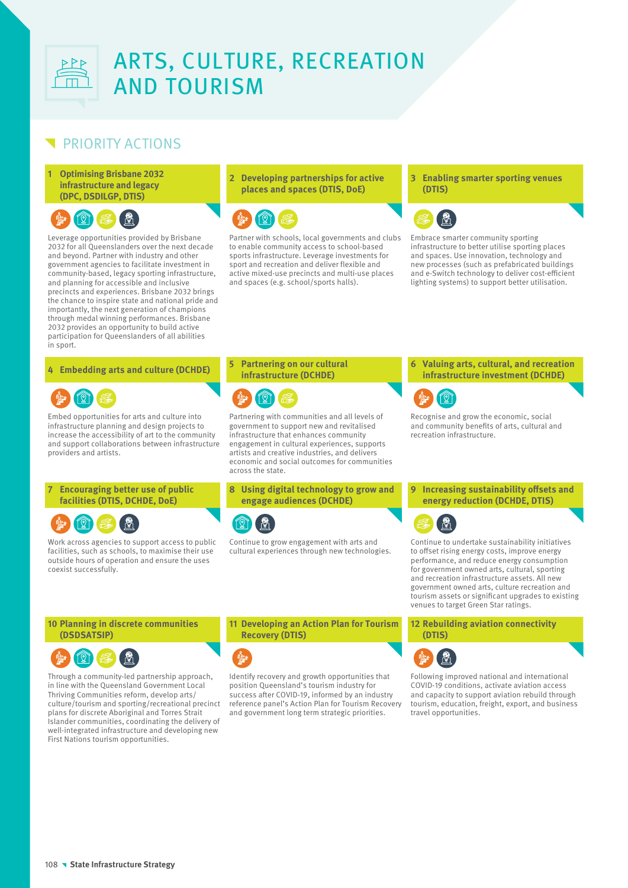# ARTS, CULTURE, RECREATION AND TOURISM

## PRIORITY ACTIONS

### 1 Optimising Brisbane 2032 infrastructure and legacy (DPC, DSDILGP, DTIS)

Leverage opportunities provided by Brisbane 2032 for all Queenslanders over the next decade and beyond. Partner with industry and other government agencies to facilitate investment in community-based, legacy sporting infrastructure, and planning for accessible and inclusive precincts and experiences. Brisbane 2032 brings the chance to inspire state and national pride and importantly, the next generation of champions through medal winning performances. Brisbane 2032 provides an opportunity to build active participation for Queenslanders of all abilities in sport.

### 2 Developing partnerships for active places and spaces (DTIS, DoE)

Partner with schools, local governments and clubs to enable community access to school-based sports infrastructure. Leverage investments for sport and recreation and deliver flexible and active mixed-use precincts and multi-use places and spaces (e.g. school/sports halls).

### 3 Enabling smarter sporting venues (DTIS)

Embrace smarter community sporting infrastructure to better utilise sporting places and spaces. Use innovation, technology and new processes (such as prefabricated buildings and e-Switch technology to deliver cost-efficient lighting systems) to support better utilisation.

### 4 Embedding arts and culture (DCHDE)

Embed opportunities for arts and culture into infrastructure planning and design projects to increase the accessibility of art to the community and support collaborations between infrastructure providers and artists.

### 5 Partnering on our cultural infrastructure (DCHDE)

Partnering with communities and all levels of government to support new and revitalised infrastructure that enhances community engagement in cultural experiences, supports artists and creative industries, and delivers economic and social outcomes for communities across the state.

### 6 Valuing arts, cultural, and recreation infrastructure investment (DCHDE)

Recognise and grow the economic, social and community benefits of arts, cultural and recreation infrastructure.

### 7 Encouraging better use of public facilities (DTIS, DCHDE, DoE)

Work across agencies to support access to public facilities, such as schools, to maximise their use outside hours of operation and ensure the uses coexist successfully.

### 8 Using digital technology to grow and engage audiences (DCHDE)

Continue to grow engagement with arts and cultural experiences through new technologies.

### 9 Increasing sustainability offsets and energy reduction (DCHDE, DTIS)

Continue to undertake sustainability initiatives to offset rising energy costs, improve energy performance, and reduce energy consumption for government owned arts, cultural, sporting and recreation infrastructure assets. All new government owned arts, culture recreation and tourism assets or significant upgrades to existing venues to target Green Star ratings.

### 10 Planning in discrete communities (DSDSATSIP)

Through a community-led partnership approach, in line with the Queensland Government Local Thriving Communities reform, develop arts/culture/tourism and sporting/recreational precinct plans for discrete Aboriginal and Torres Strait Islander communities, coordinating the delivery of well-integrated infrastructure and developing new First Nations tourism opportunities.

### 11 Developing an Action Plan for Tourism Recovery (DTIS)

Identify recovery and growth opportunities that position Queensland's tourism industry for success after COVID-19, informed by an industry reference panel's Action Plan for Tourism Recovery and government long term strategic priorities.

### 12 Rebuilding aviation connectivity (DTIS)

Following improved national and international COVID-19 conditions, activate aviation access and capacity to support aviation rebuild through tourism, education, freight, export, and business travel opportunities.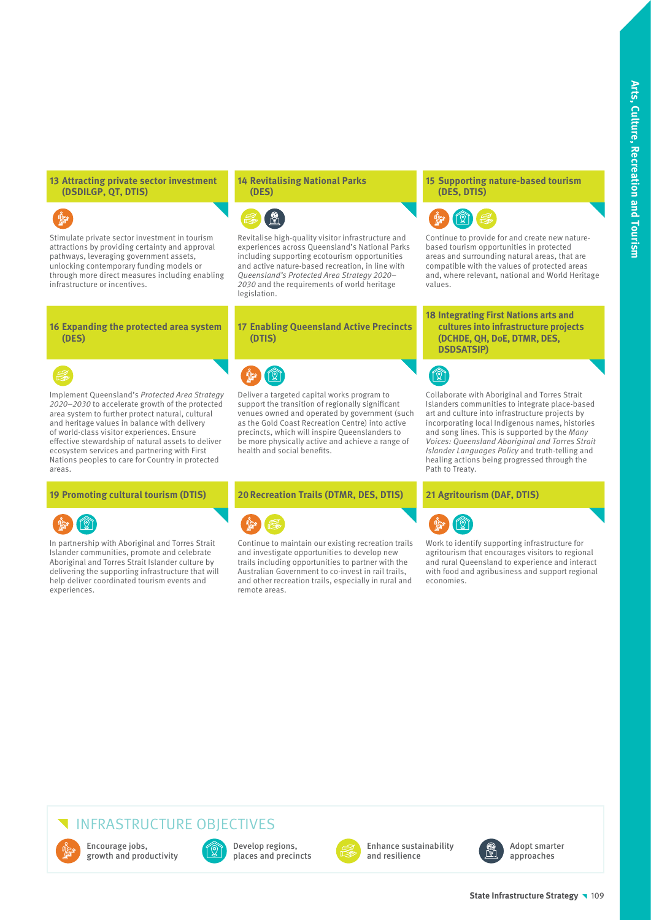### 13 Attracting private sector investment (DSDILGP, QT, DTIS)

Stimulate private sector investment in tourism attractions by providing certainty and approval pathways, leveraging government assets, unlocking contemporary funding models or through more direct measures including enabling infrastructure or incentives.

### 14 Revitalising National Parks (DES)

Revitalise high-quality visitor infrastructure and experiences across Queensland's National Parks including supporting ecotourism opportunities and active nature-based recreation, in line with *Queensland's Protected Area Strategy 2020–2030* and the requirements of world heritage legislation.

### 15 Supporting nature-based tourism (DES, DTIS)

Continue to provide for and create new nature-based tourism opportunities in protected areas and surrounding natural areas, that are compatible with the values of protected areas and, where relevant, national and World Heritage values.

### 16 Expanding the protected area system (DES)

Implement Queensland's *Protected Area Strategy 2020–2030* to accelerate growth of the protected area system to further protect natural, cultural and heritage values in balance with delivery of world-class visitor experiences. Ensure effective stewardship of natural assets to deliver ecosystem services and partnering with First Nations peoples to care for Country in protected areas.

### 17 Enabling Queensland Active Precincts (DTIS)

Deliver a targeted capital works program to support the transition of regionally significant venues owned and operated by government (such as the Gold Coast Recreation Centre) into active precincts, which will inspire Queenslanders to be more physically active and achieve a range of health and social benefits.

### 18 Integrating First Nations arts and cultures into infrastructure projects (DCHDE, QH, DoE, DTMR, DES, DSDSATSIP)

Collaborate with Aboriginal and Torres Strait Islanders communities to integrate place-based art and culture into infrastructure projects by incorporating local Indigenous names, histories and song lines. This is supported by the *Many Voices: Queensland Aboriginal and Torres Strait Islander Languages Policy* and truth-telling and healing actions being progressed through the Path to Treaty.

### 19 Promoting cultural tourism (DTIS)

In partnership with Aboriginal and Torres Strait Islander communities, promote and celebrate Aboriginal and Torres Strait Islander culture by delivering the supporting infrastructure that will help deliver coordinated tourism events and experiences.

### 20 Recreation Trails (DTMR, DES, DTIS)

Continue to maintain our existing recreation trails and investigate opportunities to develop new trails including opportunities to partner with the Australian Government to co-invest in rail trails, and other recreation trails, especially in rural and remote areas.

### 21 Agritourism (DAF, DTIS)

Work to identify supporting infrastructure for agritourism that encourages visitors to regional and rural Queensland to experience and interact with food and agribusiness and support regional economies.

## INFRASTRUCTURE OBJECTIVES

- Encourage jobs, growth and productivity
- Develop regions, places and precincts
- Enhance sustainability and resilience
- Adopt smarter approaches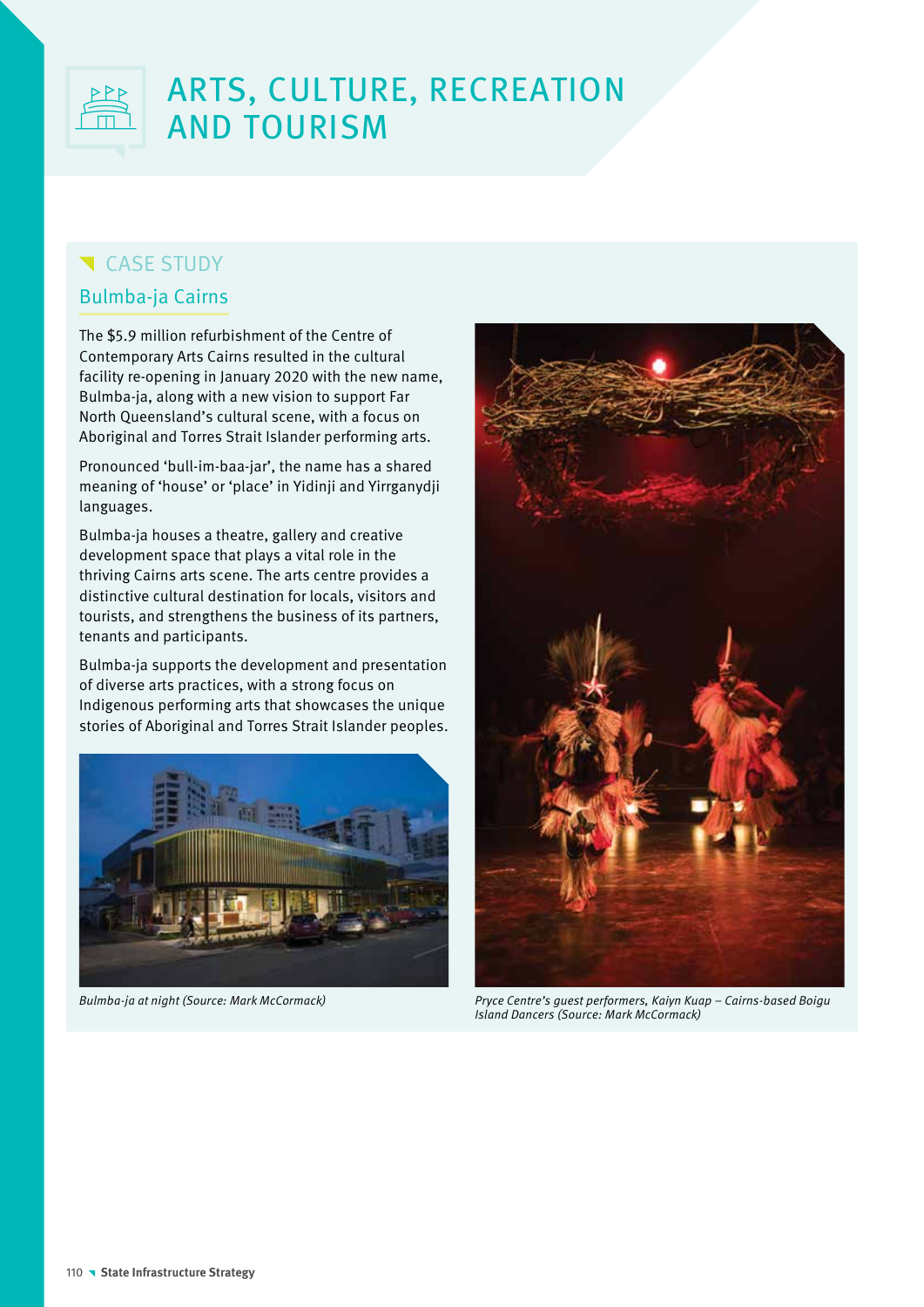# ARTS, CULTURE, RECREATION AND TOURISM

## CASE STUDY

### Bulmba-ja Cairns

The $5.9 million refurbishment of the Centre of Contemporary Arts Cairns resulted in the cultural facility re-opening in January 2020 with the new name, Bulmba-ja, along with a new vision to support Far North Queensland's cultural scene, with a focus on Aboriginal and Torres Strait Islander performing arts.

Pronounced 'bull-im-baa-jar', the name has a shared meaning of 'house' or 'place' in Yidinji and Yirrganydji languages.

Bulmba-ja houses a theatre, gallery and creative development space that plays a vital role in the thriving Cairns arts scene. The arts centre provides a distinctive cultural destination for locals, visitors and tourists, and strengthens the business of its partners, tenants and participants.

Bulmba-ja supports the development and presentation of diverse arts practices, with a strong focus on Indigenous performing arts that showcases the unique stories of Aboriginal and Torres Strait Islander peoples.

*Bulmba-ja at night (Source: Mark McCormack)*

*Pryce Centre's guest performers, Kaiyn Kuap – Cairns-based Boigu Island Dancers (Source: Mark McCormack)*